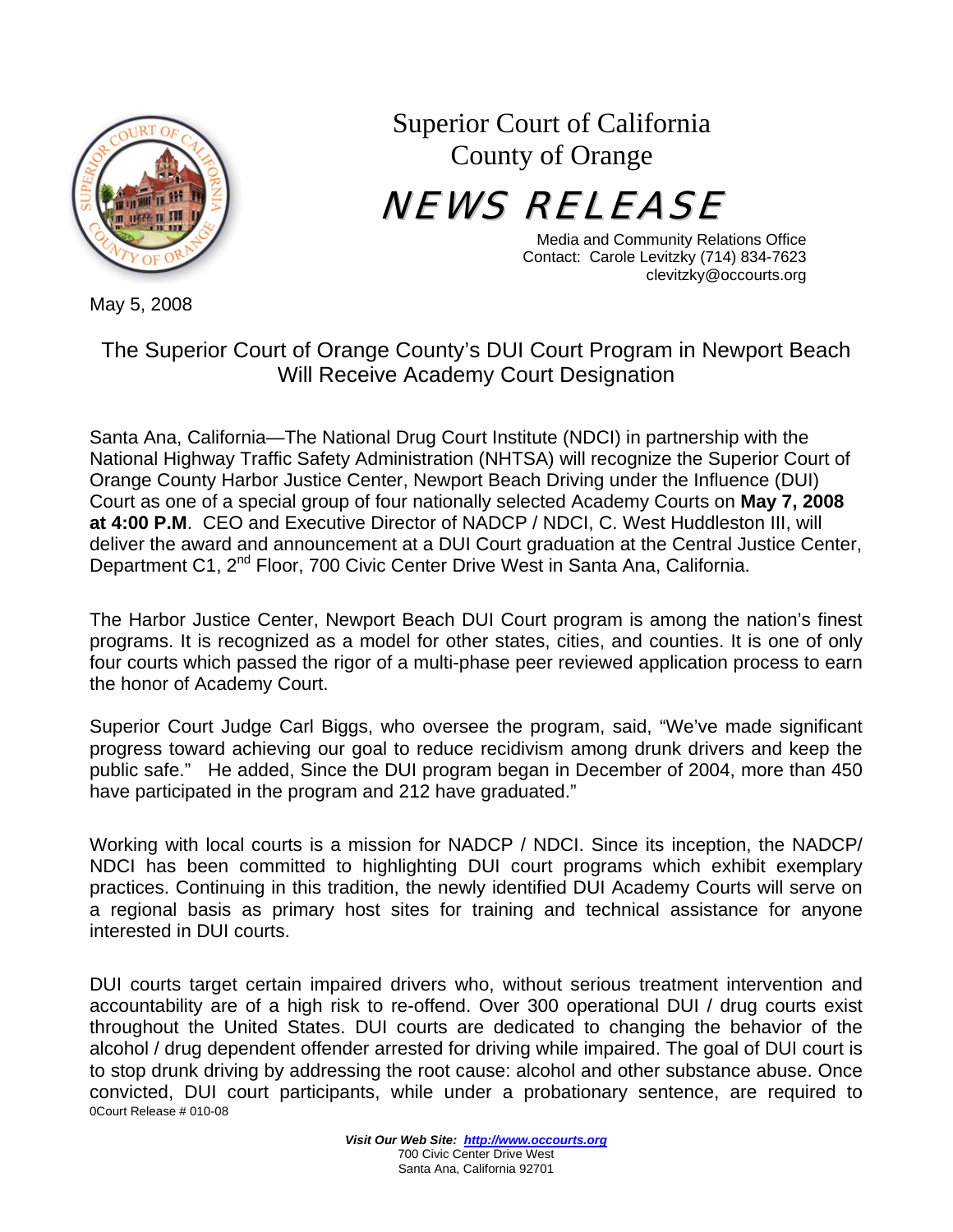# Superior Court of California
# County of Orange

## NEWS RELEASE

Media and Community Relations Office
Contact: Carole Levitzky (714) 834-7623
clevitzky@occourts.org

May 5, 2008

### The Superior Court of Orange County's DUI Court Program in Newport Beach Will Receive Academy Court Designation

Santa Ana, California—The National Drug Court Institute (NDCI) in partnership with the National Highway Traffic Safety Administration (NHTSA) will recognize the Superior Court of Orange County Harbor Justice Center, Newport Beach Driving under the Influence (DUI) Court as one of a special group of four nationally selected Academy Courts on **May 7, 2008 at 4:00 P.M**. CEO and Executive Director of NADCP / NDCI, C. West Huddleston III, will deliver the award and announcement at a DUI Court graduation at the Central Justice Center, Department C1, 2nd Floor, 700 Civic Center Drive West in Santa Ana, California.

The Harbor Justice Center, Newport Beach DUI Court program is among the nation's finest programs. It is recognized as a model for other states, cities, and counties. It is one of only four courts which passed the rigor of a multi-phase peer reviewed application process to earn the honor of Academy Court.

Superior Court Judge Carl Biggs, who oversee the program, said, "We've made significant progress toward achieving our goal to reduce recidivism among drunk drivers and keep the public safe." He added, Since the DUI program began in December of 2004, more than 450 have participated in the program and 212 have graduated."

Working with local courts is a mission for NADCP / NDCI. Since its inception, the NADCP/ NDCI has been committed to highlighting DUI court programs which exhibit exemplary practices. Continuing in this tradition, the newly identified DUI Academy Courts will serve on a regional basis as primary host sites for training and technical assistance for anyone interested in DUI courts.

DUI courts target certain impaired drivers who, without serious treatment intervention and accountability are of a high risk to re-offend. Over 300 operational DUI / drug courts exist throughout the United States. DUI courts are dedicated to changing the behavior of the alcohol / drug dependent offender arrested for driving while impaired. The goal of DUI court is to stop drunk driving by addressing the root cause: alcohol and other substance abuse. Once convicted, DUI court participants, while under a probationary sentence, are required to

0Court Release # 010-08

***Visit Our Web Site: http://www.occourts.org***
700 Civic Center Drive West
Santa Ana, California 92701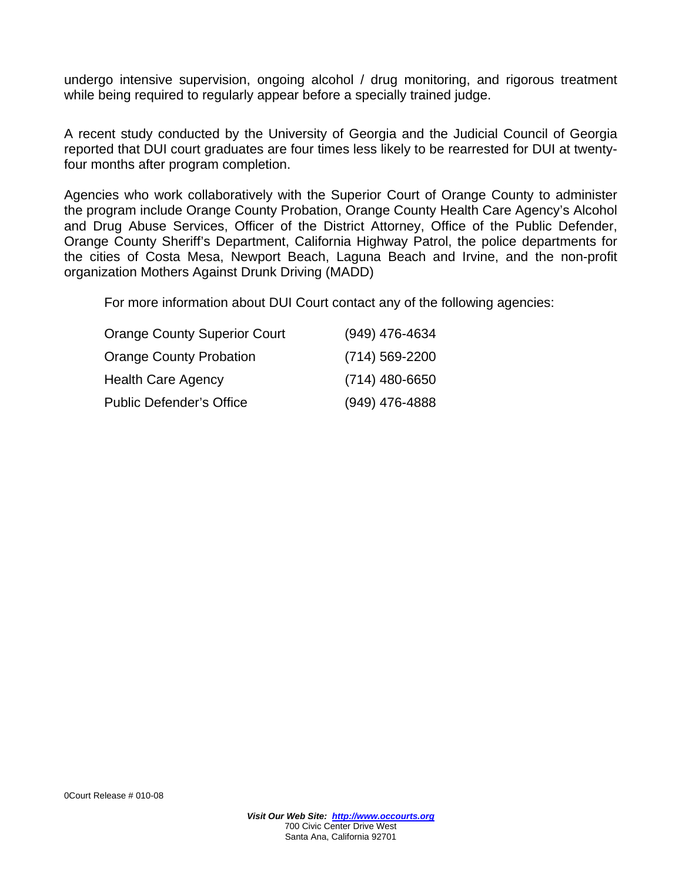undergo intensive supervision, ongoing alcohol / drug monitoring, and rigorous treatment while being required to regularly appear before a specially trained judge.

A recent study conducted by the University of Georgia and the Judicial Council of Georgia reported that DUI court graduates are four times less likely to be rearrested for DUI at twenty-four months after program completion.

Agencies who work collaboratively with the Superior Court of Orange County to administer the program include Orange County Probation, Orange County Health Care Agency's Alcohol and Drug Abuse Services, Officer of the District Attorney, Office of the Public Defender, Orange County Sheriff's Department, California Highway Patrol, the police departments for the cities of Costa Mesa, Newport Beach, Laguna Beach and Irvine, and the non-profit organization Mothers Against Drunk Driving (MADD)

For more information about DUI Court contact any of the following agencies:

| | |
|---|---|
| Orange County Superior Court | (949) 476-4634 |
| Orange County Probation | (714) 569-2200 |
| Health Care Agency | (714) 480-6650 |
| Public Defender's Office | (949) 476-4888 |

0Court Release # 010-08

***Visit Our Web Site: http://www.occourts.org***
700 Civic Center Drive West
Santa Ana, California 92701